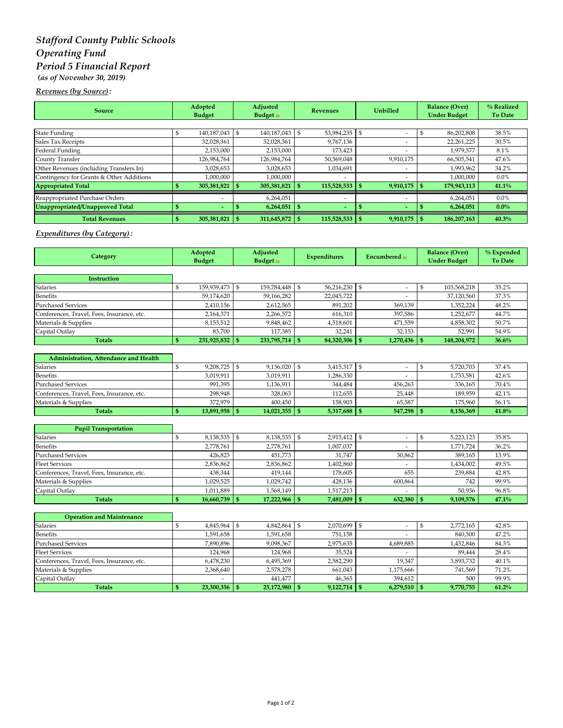# *Stafford County Public Schools*
# *Operating Fund*
# *Period 5 Financial Report*

***(as of November 30, 2019)***

***Revenues (by Source):***

| Source | Adopted Budget | Adjusted Budget (2) | Revenues | Unbilled | Balance (Over) Under Budget | % Realized To Date |
|---|---|---|---|---|---|---|
| State Funding | $ 140,187,043 | $ 140,187,043 | $ 53,984,235 | $ - | $ 86,202,808 | 38.5% |
| Sales Tax Receipts | 32,028,361 | 32,028,361 | 9,767,136 | - | 22,261,225 | 30.5% |
| Federal Funding | 2,153,000 | 2,153,000 | 173,423 | - | 1,979,577 | 8.1% |
| County Transfer | 126,984,764 | 126,984,764 | 50,569,048 | 9,910,175 | 66,505,541 | 47.6% |
| Other Revenues (including Transfers In) | 3,028,653 | 3,028,653 | 1,034,691 | - | 1,993,962 | 34.2% |
| Contingency for Grants & Other Additions | 1,000,000 | 1,000,000 | - | - | 1,000,000 | 0.0% |
| **Appropriated Total** | **$ 305,381,821** | **$ 305,381,821** | **$ 115,528,533** | **$ 9,910,175** | **$ 179,943,113** | **41.1%** |
| Reappropriated Purchase Orders | - | 6,264,051 | - | - | 6,264,051 | 0.0% |
| **Unappropriated/Unapproved Total** | **$ -** | **$ 6,264,051** | **$ -** | **$ -** | **$ 6,264,051** | **0.0%** |
| **Total Revenues** | **$ 305,381,821** | **$ 311,645,872** | **$ 115,528,533** | **$ 9,910,175** | **$ 186,207,163** | **40.3%** |

***Expenditures (by Category):***

| Category | Adopted Budget | Adjusted Budget (2) | Expenditures | Encumbered (1) | Balance (Over) Under Budget | % Expended To Date |
|---|---|---|---|---|---|---|
| **Instruction** | | | | | | |
| Salaries | $ 159,939,473 | $ 159,784,448 | $ 56,216,230 | $ - | $ 103,568,218 | 35.2% |
| Benefits | 59,174,620 | 59,166,282 | 22,045,722 | - | 37,120,560 | 37.3% |
| Purchased Services | 2,410,156 | 2,612,565 | 891,202 | 369,139 | 1,352,224 | 48.2% |
| Conferences, Travel, Fees, Insurance, etc. | 2,164,371 | 2,266,572 | 616,310 | 397,586 | 1,252,677 | 44.7% |
| Materials & Supplies | 8,153,512 | 9,848,462 | 4,518,601 | 471,559 | 4,858,302 | 50.7% |
| Capital Outlay | 83,700 | 117,385 | 32,241 | 32,153 | 52,991 | 54.9% |
| **Totals** | **$ 231,925,832** | **$ 233,795,714** | **$ 84,320,306** | **$ 1,270,436** | **$ 148,204,972** | **36.6%** |
| **Administration, Attendance and Health** | | | | | | |
| Salaries | $ 9,208,725 | $ 9,136,020 | $ 3,415,317 | $ - | $ 5,720,703 | 37.4% |
| Benefits | 3,019,911 | 3,019,911 | 1,286,330 | - | 1,733,581 | 42.6% |
| Purchased Services | 991,395 | 1,136,911 | 344,484 | 456,263 | 336,165 | 70.4% |
| Conferences, Travel, Fees, Insurance, etc. | 298,948 | 328,063 | 112,655 | 25,448 | 189,959 | 42.1% |
| Materials & Supplies | 372,979 | 400,450 | 158,903 | 65,587 | 175,960 | 56.1% |
| **Totals** | **$ 13,891,958** | **$ 14,021,355** | **$ 5,317,688** | **$ 547,298** | **$ 8,156,369** | **41.8%** |
| **Pupil Transportation** | | | | | | |
| Salaries | $ 8,138,535 | $ 8,138,535 | $ 2,915,412 | $ - | $ 5,223,123 | 35.8% |
| Benefits | 2,778,761 | 2,778,761 | 1,007,037 | - | 1,771,724 | 36.2% |
| Purchased Services | 426,823 | 451,773 | 31,747 | 30,862 | 389,165 | 13.9% |
| Fleet Services | 2,836,862 | 2,836,862 | 1,402,860 | - | 1,434,002 | 49.5% |
| Conferences, Travel, Fees, Insurance, etc. | 438,344 | 419,144 | 178,605 | 655 | 239,884 | 42.8% |
| Materials & Supplies | 1,029,525 | 1,029,742 | 428,136 | 600,864 | 742 | 99.9% |
| Capital Outlay | 1,011,889 | 1,568,149 | 1,517,213 | - | 50,936 | 96.8% |
| **Totals** | **$ 16,660,739** | **$ 17,222,966** | **$ 7,481,009** | **$ 632,380** | **$ 9,109,576** | **47.1%** |
| **Operation and Maintenance** | | | | | | |
| Salaries | $ 4,845,964 | $ 4,842,864 | $ 2,070,699 | $ - | $ 2,772,165 | 42.8% |
| Benefits | 1,591,658 | 1,591,658 | 751,158 | - | 840,500 | 47.2% |
| Purchased Services | 7,890,896 | 9,098,367 | 2,975,635 | 4,689,885 | 1,432,846 | 84.3% |
| Fleet Services | 124,968 | 124,968 | 35,524 | - | 89,444 | 28.4% |
| Conferences, Travel, Fees, Insurance, etc. | 6,478,230 | 6,495,369 | 2,582,290 | 19,347 | 3,893,732 | 40.1% |
| Materials & Supplies | 2,368,640 | 2,578,278 | 661,043 | 1,175,666 | 741,569 | 71.2% |
| Capital Outlay | - | 441,477 | 46,365 | 394,612 | 500 | 99.9% |
| **Totals** | **$ 23,300,356** | **$ 25,172,980** | **$ 9,122,714** | **$ 6,279,510** | **$ 9,770,755** | **61.2%** |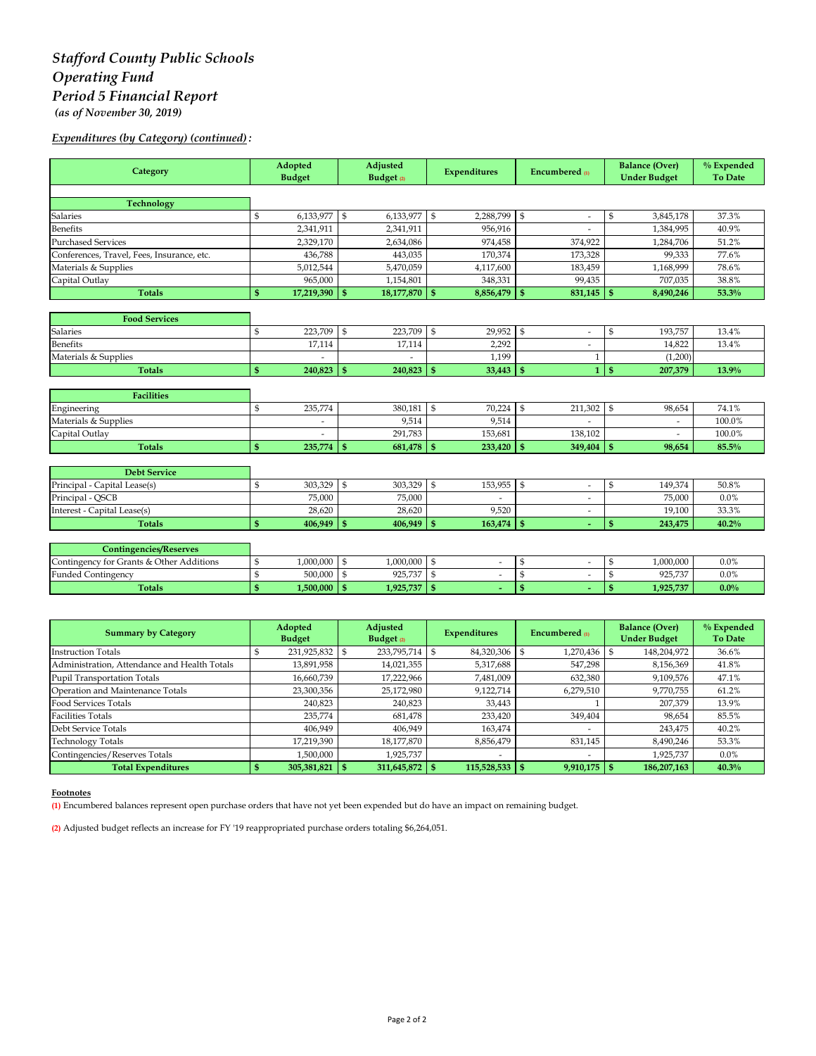# *Stafford County Public Schools*
# *Operating Fund*
# *Period 5 Financial Report*
***(as of November 30, 2019)***

***Expenditures (by Category) (continued):***

| Category | Adopted Budget | Adjusted Budget (2) | Expenditures | Encumbered (1) | Balance (Over) Under Budget | % Expended To Date |
|---|---|---|---|---|---|---|
| **Technology** | | | | | | |
| Salaries | $ 6,133,977 | $ 6,133,977 | $ 2,288,799 | $ - | $ 3,845,178 | 37.3% |
| Benefits | 2,341,911 | 2,341,911 | 956,916 | - | 1,384,995 | 40.9% |
| Purchased Services | 2,329,170 | 2,634,086 | 974,458 | 374,922 | 1,284,706 | 51.2% |
| Conferences, Travel, Fees, Insurance, etc. | 436,788 | 443,035 | 170,374 | 173,328 | 99,333 | 77.6% |
| Materials & Supplies | 5,012,544 | 5,470,059 | 4,117,600 | 183,459 | 1,168,999 | 78.6% |
| Capital Outlay | 965,000 | 1,154,801 | 348,331 | 99,435 | 707,035 | 38.8% |
| **Totals** | **$ 17,219,390** | **$ 18,177,870** | **$ 8,856,479** | **$ 831,145** | **$ 8,490,246** | **53.3%** |
| **Food Services** | | | | | | |
| Salaries | $ 223,709 | $ 223,709 | $ 29,952 | $ - | $ 193,757 | 13.4% |
| Benefits | 17,114 | 17,114 | 2,292 | - | 14,822 | 13.4% |
| Materials & Supplies | - | - | 1,199 | 1 | (1,200) | |
| **Totals** | **$ 240,823** | **$ 240,823** | **$ 33,443** | **$ 1** | **$ 207,379** | **13.9%** |
| **Facilities** | | | | | | |
| Engineering | $ 235,774 | 380,181 | $ 70,224 | $ 211,302 | $ 98,654 | 74.1% |
| Materials & Supplies | - | 9,514 | 9,514 | - | - | 100.0% |
| Capital Outlay | - | 291,783 | 153,681 | 138,102 | - | 100.0% |
| **Totals** | **$ 235,774** | **$ 681,478** | **$ 233,420** | **$ 349,404** | **$ 98,654** | **85.5%** |
| **Debt Service** | | | | | | |
| Principal - Capital Lease(s) | $ 303,329 | $ 303,329 | $ 153,955 | $ - | $ 149,374 | 50.8% |
| Principal - QSCB | 75,000 | 75,000 | - | - | 75,000 | 0.0% |
| Interest - Capital Lease(s) | 28,620 | 28,620 | 9,520 | - | 19,100 | 33.3% |
| **Totals** | **$ 406,949** | **$ 406,949** | **$ 163,474** | **$ -** | **$ 243,475** | **40.2%** |
| **Contingencies/Reserves** | | | | | | |
| Contingency for Grants & Other Additions | $ 1,000,000 | $ 1,000,000 | $ - | $ - | $ 1,000,000 | 0.0% |
| Funded Contingency | $ 500,000 | $ 925,737 | $ - | $ - | $ 925,737 | 0.0% |
| **Totals** | **$ 1,500,000** | **$ 1,925,737** | **$ -** | **$ -** | **$ 1,925,737** | **0.0%** |

| Summary by Category | Adopted Budget | Adjusted Budget (2) | Expenditures | Encumbered (1) | Balance (Over) Under Budget | % Expended To Date |
|---|---|---|---|---|---|---|
| Instruction Totals | $ 231,925,832 | $ 233,795,714 | $ 84,320,306 | $ 1,270,436 | $ 148,204,972 | 36.6% |
| Administration, Attendance and Health Totals | 13,891,958 | 14,021,355 | 5,317,688 | 547,298 | 8,156,369 | 41.8% |
| Pupil Transportation Totals | 16,660,739 | 17,222,966 | 7,481,009 | 632,380 | 9,109,576 | 47.1% |
| Operation and Maintenance Totals | 23,300,356 | 25,172,980 | 9,122,714 | 6,279,510 | 9,770,755 | 61.2% |
| Food Services Totals | 240,823 | 240,823 | 33,443 | 1 | 207,379 | 13.9% |
| Facilities Totals | 235,774 | 681,478 | 233,420 | 349,404 | 98,654 | 85.5% |
| Debt Service Totals | 406,949 | 406,949 | 163,474 | - | 243,475 | 40.2% |
| Technology Totals | 17,219,390 | 18,177,870 | 8,856,479 | 831,145 | 8,490,246 | 53.3% |
| Contingencies/Reserves Totals | 1,500,000 | 1,925,737 | - | - | 1,925,737 | 0.0% |
| **Total Expenditures** | **$ 305,381,821** | **$ 311,645,872** | **$ 115,528,533** | **$ 9,910,175** | **$ 186,207,163** | **40.3%** |

**Footnotes**

(1) Encumbered balances represent open purchase orders that have not yet been expended but do have an impact on remaining budget.

(2) Adjusted budget reflects an increase for FY '19 reappropriated purchase orders totaling $6,264,051.